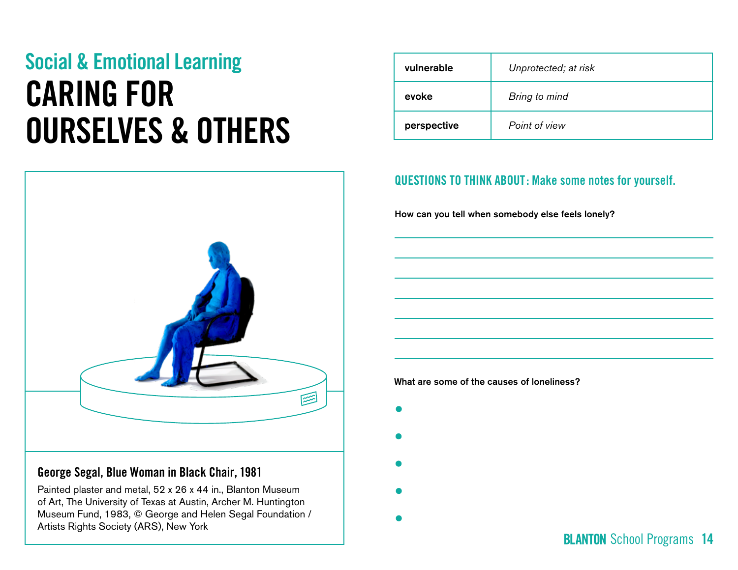## Social & Emotional Learning

# CARING FOR OURSELVES & OTHERS

| vulnerable | *Unprotected; at risk* |
|---|---|
| evoke | *Bring to mind* |
| perspective | *Point of view* |

**George Segal, Blue Woman in Black Chair, 1981**

Painted plaster and metal, 52 x 26 x 44 in., Blanton Museum of Art, The University of Texas at Austin, Archer M. Huntington Museum Fund, 1983, © George and Helen Segal Foundation / Artists Rights Society (ARS), New York

### QUESTIONS TO THINK ABOUT: Make some notes for yourself.

**How can you tell when somebody else feels lonely?**

**What are some of the causes of loneliness?**

-
-
-
-
-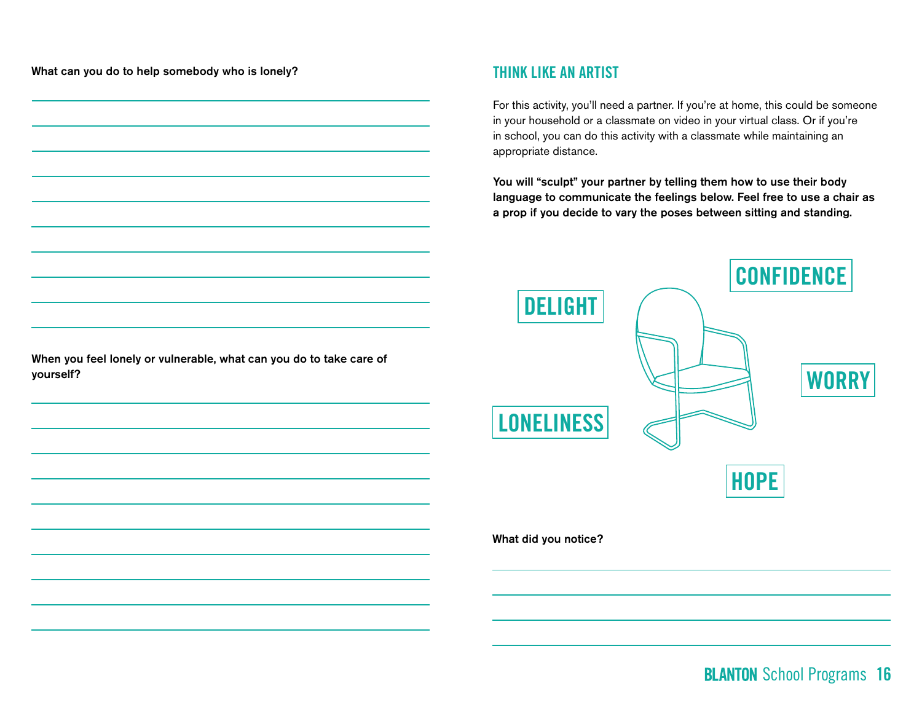What can you do to help somebody who is lonely?

When you feel lonely or vulnerable, what can you do to take care of yourself?

## THINK LIKE AN ARTIST

For this activity, you'll need a partner. If you're at home, this could be someone in your household or a classmate on video in your virtual class. Or if you're in school, you can do this activity with a classmate while maintaining an appropriate distance.

**You will "sculpt" your partner by telling them how to use their body language to communicate the feelings below. Feel free to use a chair as a prop if you decide to vary the poses between sitting and standing.**

DELIGHT

CONFIDENCE

WORRY

LONELINESS

HOPE

What did you notice?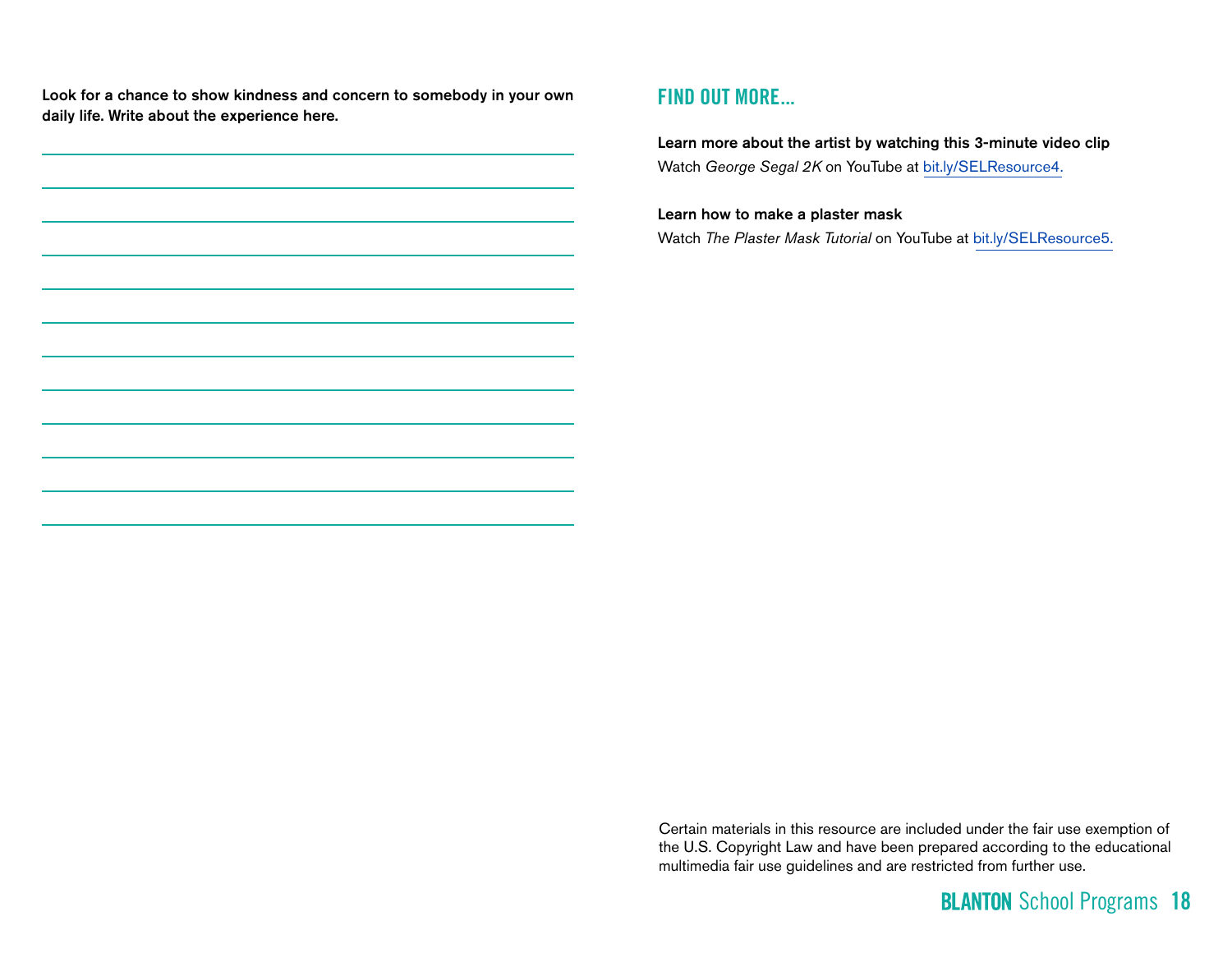**Look for a chance to show kindness and concern to somebody in your own daily life. Write about the experience here.**

## FIND OUT MORE...

**Learn more about the artist by watching this 3-minute video clip**

Watch *George Segal 2K* on YouTube at bit.ly/SELResource4.

**Learn how to make a plaster mask**

Watch *The Plaster Mask Tutorial* on YouTube at bit.ly/SELResource5.

Certain materials in this resource are included under the fair use exemption of the U.S. Copyright Law and have been prepared according to the educational multimedia fair use guidelines and are restricted from further use.